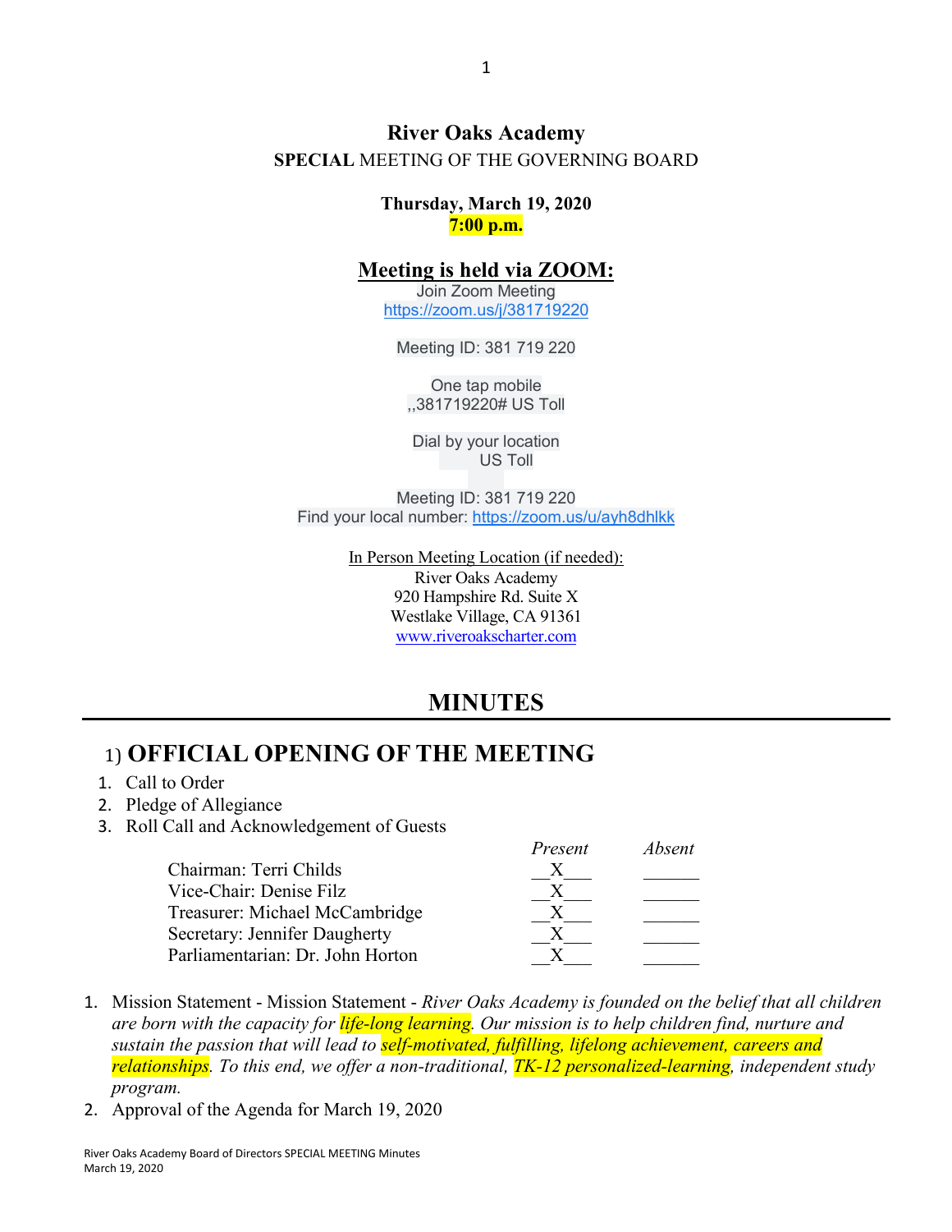# River Oaks Academy

**SPECIAL** MEETING OF THE GOVERNING BOARD

**Thursday, March 19, 2020**
**7:00 p.m.**

## Meeting is held via ZOOM:

Join Zoom Meeting
https://zoom.us/j/381719220

Meeting ID: 381 719 220

One tap mobile
,,381719220# US Toll

Dial by your location
US Toll

Meeting ID: 381 719 220
Find your local number: https://zoom.us/u/ayh8dhlkk

In Person Meeting Location (if needed):
River Oaks Academy
920 Hampshire Rd. Suite X
Westlake Village, CA 91361
www.riveroakscharter.com

## MINUTES

## 1) OFFICIAL OPENING OF THE MEETING

1. Call to Order
2. Pledge of Allegiance
3. Roll Call and Acknowledgement of Guests

| | *Present* | *Absent* |
|---|---|---|
| Chairman: Terri Childs | X | |
| Vice-Chair: Denise Filz | X | |
| Treasurer: Michael McCambridge | X | |
| Secretary: Jennifer Daugherty | X | |
| Parliamentarian: Dr. John Horton | X | |

1. Mission Statement - Mission Statement - *River Oaks Academy is founded on the belief that all children are born with the capacity for life-long learning. Our mission is to help children find, nurture and sustain the passion that will lead to self-motivated, fulfilling, lifelong achievement, careers and relationships. To this end, we offer a non-traditional, TK-12 personalized-learning, independent study program.*
2. Approval of the Agenda for March 19, 2020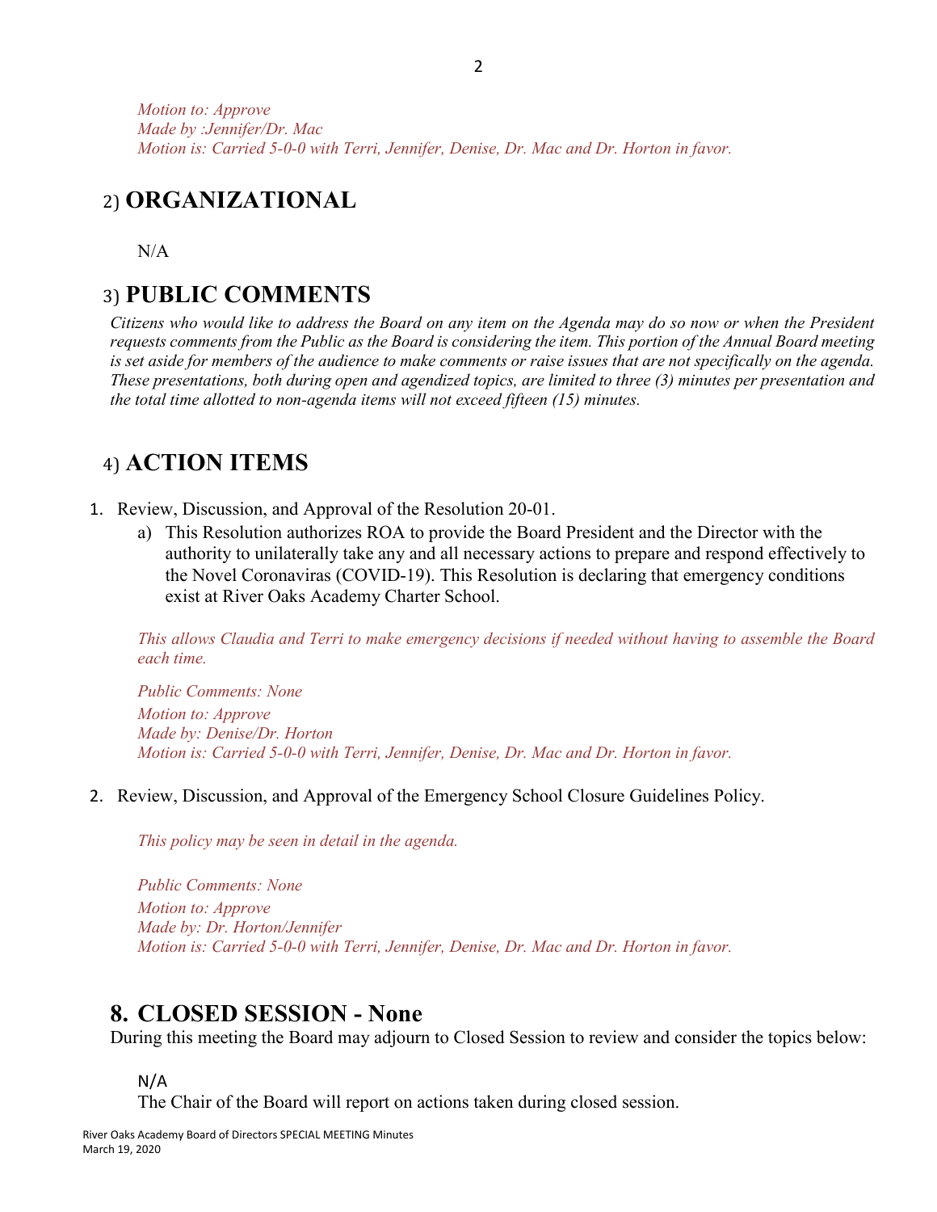*Motion to: Approve*
*Made by :Jennifer/Dr. Mac*
*Motion is: Carried 5-0-0 with Terri, Jennifer, Denise, Dr. Mac and Dr. Horton in favor.*

## 2) ORGANIZATIONAL

N/A

## 3) PUBLIC COMMENTS

*Citizens who would like to address the Board on any item on the Agenda may do so now or when the President requests comments from the Public as the Board is considering the item. This portion of the Annual Board meeting is set aside for members of the audience to make comments or raise issues that are not specifically on the agenda. These presentations, both during open and agendized topics, are limited to three (3) minutes per presentation and the total time allotted to non-agenda items will not exceed fifteen (15) minutes.*

## 4) ACTION ITEMS

1. Review, Discussion, and Approval of the Resolution 20-01.
   a) This Resolution authorizes ROA to provide the Board President and the Director with the authority to unilaterally take any and all necessary actions to prepare and respond effectively to the Novel Coronaviras (COVID-19). This Resolution is declaring that emergency conditions exist at River Oaks Academy Charter School.

   *This allows Claudia and Terri to make emergency decisions if needed without having to assemble the Board each time.*

   *Public Comments: None*
   *Motion to: Approve*
   *Made by: Denise/Dr. Horton*
   *Motion is: Carried 5-0-0 with Terri, Jennifer, Denise, Dr. Mac and Dr. Horton in favor.*

2. Review, Discussion, and Approval of the Emergency School Closure Guidelines Policy.

   *This policy may be seen in detail in the agenda.*

   *Public Comments: None*
   *Motion to: Approve*
   *Made by: Dr. Horton/Jennifer*
   *Motion is: Carried 5-0-0 with Terri, Jennifer, Denise, Dr. Mac and Dr. Horton in favor.*

## 8. CLOSED SESSION - None

During this meeting the Board may adjourn to Closed Session to review and consider the topics below:

N/A
The Chair of the Board will report on actions taken during closed session.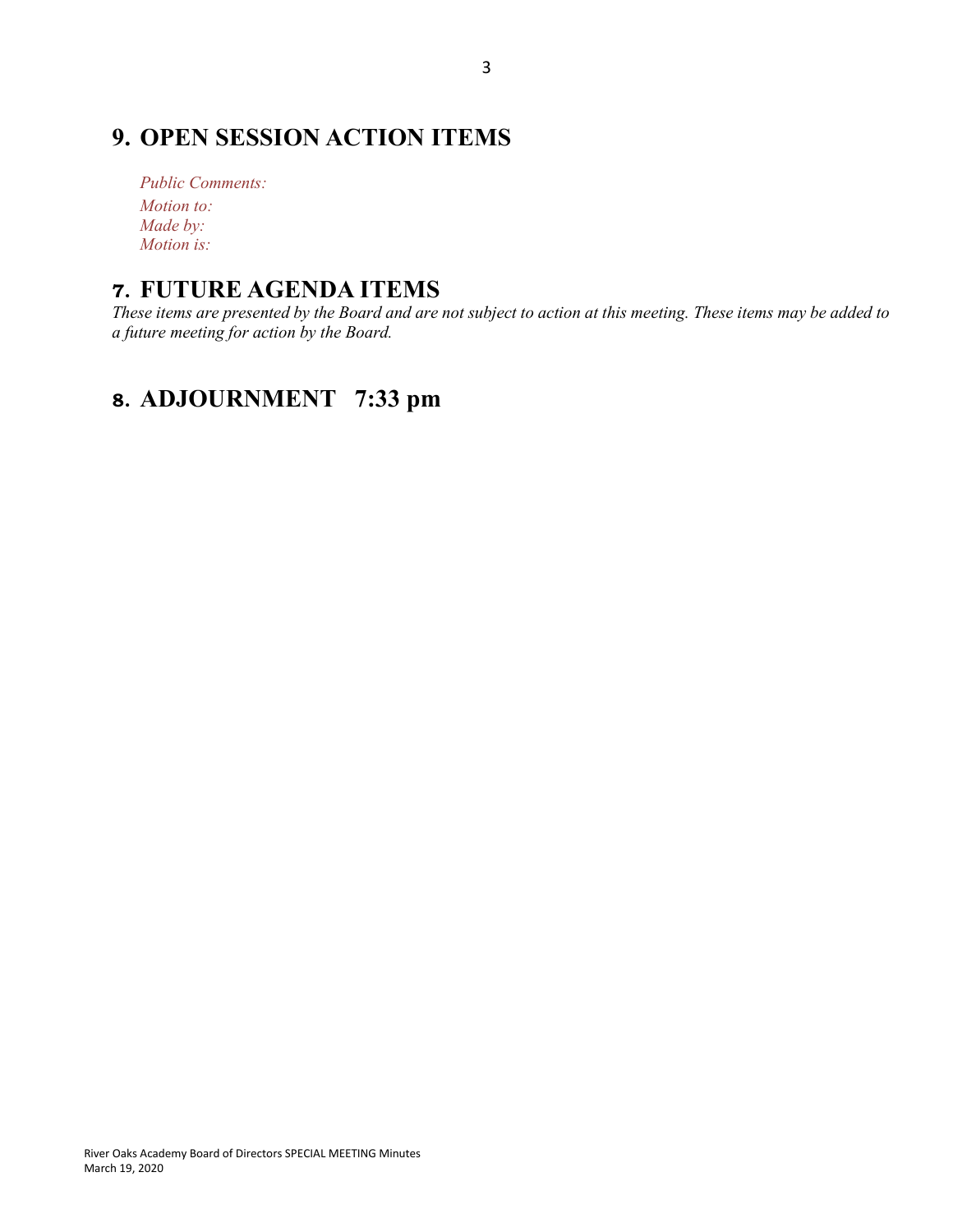## 9. OPEN SESSION ACTION ITEMS

*Public Comments:*

*Motion to:*
*Made by:*
*Motion is:*

## 7. FUTURE AGENDA ITEMS

*These items are presented by the Board and are not subject to action at this meeting. These items may be added to a future meeting for action by the Board.*

## 8. ADJOURNMENT 7:33 pm